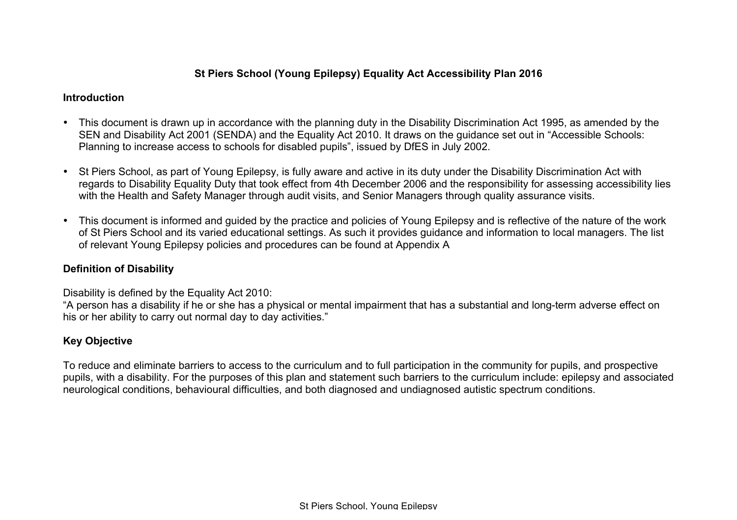# St Piers School (Young Epilepsy) Equality Act Accessibility Plan 2016

## Introduction

- This document is drawn up in accordance with the planning duty in the Disability Discrimination Act 1995, as amended by the SEN and Disability Act 2001 (SENDA) and the Equality Act 2010. It draws on the guidance set out in "Accessible Schools: Planning to increase access to schools for disabled pupils", issued by DfES in July 2002.

- St Piers School, as part of Young Epilepsy, is fully aware and active in its duty under the Disability Discrimination Act with regards to Disability Equality Duty that took effect from 4th December 2006 and the responsibility for assessing accessibility lies with the Health and Safety Manager through audit visits, and Senior Managers through quality assurance visits.

- This document is informed and guided by the practice and policies of Young Epilepsy and is reflective of the nature of the work of St Piers School and its varied educational settings. As such it provides guidance and information to local managers. The list of relevant Young Epilepsy policies and procedures can be found at Appendix A

## Definition of Disability

Disability is defined by the Equality Act 2010:
"A person has a disability if he or she has a physical or mental impairment that has a substantial and long-term adverse effect on his or her ability to carry out normal day to day activities."

## Key Objective

To reduce and eliminate barriers to access to the curriculum and to full participation in the community for pupils, and prospective pupils, with a disability. For the purposes of this plan and statement such barriers to the curriculum include: epilepsy and associated neurological conditions, behavioural difficulties, and both diagnosed and undiagnosed autistic spectrum conditions.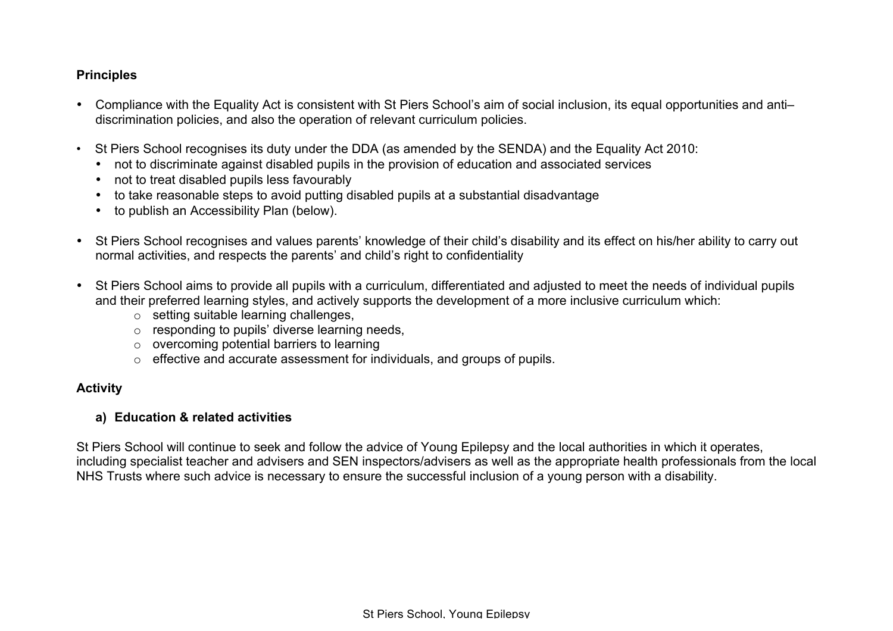**Principles**

- Compliance with the Equality Act is consistent with St Piers School's aim of social inclusion, its equal opportunities and anti–discrimination policies, and also the operation of relevant curriculum policies.

- St Piers School recognises its duty under the DDA (as amended by the SENDA) and the Equality Act 2010:
  - not to discriminate against disabled pupils in the provision of education and associated services
  - not to treat disabled pupils less favourably
  - to take reasonable steps to avoid putting disabled pupils at a substantial disadvantage
  - to publish an Accessibility Plan (below).

- St Piers School recognises and values parents' knowledge of their child's disability and its effect on his/her ability to carry out normal activities, and respects the parents' and child's right to confidentiality

- St Piers School aims to provide all pupils with a curriculum, differentiated and adjusted to meet the needs of individual pupils and their preferred learning styles, and actively supports the development of a more inclusive curriculum which:
  - setting suitable learning challenges,
  - responding to pupils' diverse learning needs,
  - overcoming potential barriers to learning
  - effective and accurate assessment for individuals, and groups of pupils.

**Activity**

**a) Education & related activities**

St Piers School will continue to seek and follow the advice of Young Epilepsy and the local authorities in which it operates, including specialist teacher and advisers and SEN inspectors/advisers as well as the appropriate health professionals from the local NHS Trusts where such advice is necessary to ensure the successful inclusion of a young person with a disability.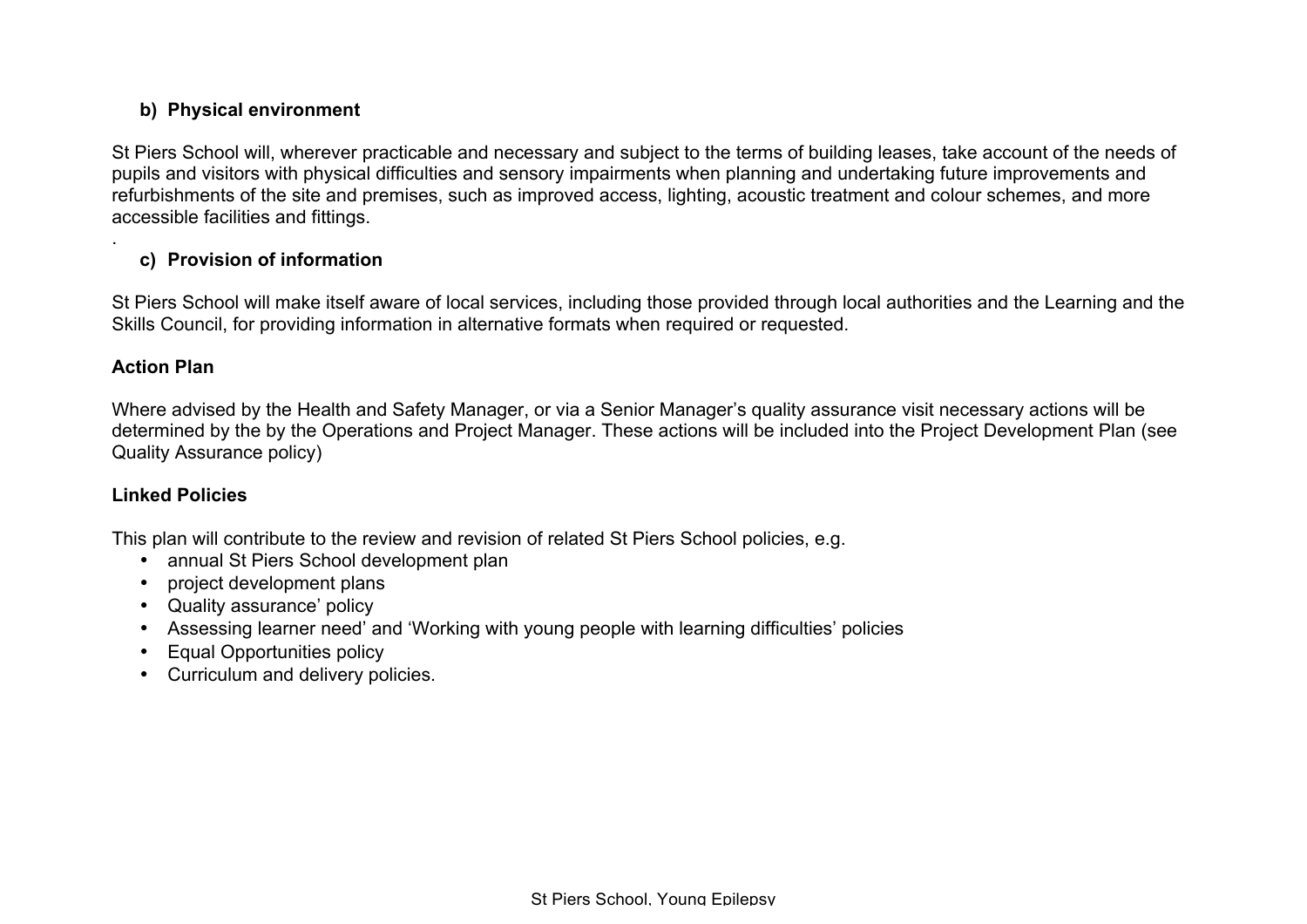**b) Physical environment**

St Piers School will, wherever practicable and necessary and subject to the terms of building leases, take account of the needs of pupils and visitors with physical difficulties and sensory impairments when planning and undertaking future improvements and refurbishments of the site and premises, such as improved access, lighting, acoustic treatment and colour schemes, and more accessible facilities and fittings.

.

**c) Provision of information**

St Piers School will make itself aware of local services, including those provided through local authorities and the Learning and the Skills Council, for providing information in alternative formats when required or requested.

**Action Plan**

Where advised by the Health and Safety Manager, or via a Senior Manager's quality assurance visit necessary actions will be determined by the by the Operations and Project Manager. These actions will be included into the Project Development Plan (see Quality Assurance policy)

**Linked Policies**

This plan will contribute to the review and revision of related St Piers School policies, e.g.

- annual St Piers School development plan
- project development plans
- Quality assurance' policy
- Assessing learner need' and 'Working with young people with learning difficulties' policies
- Equal Opportunities policy
- Curriculum and delivery policies.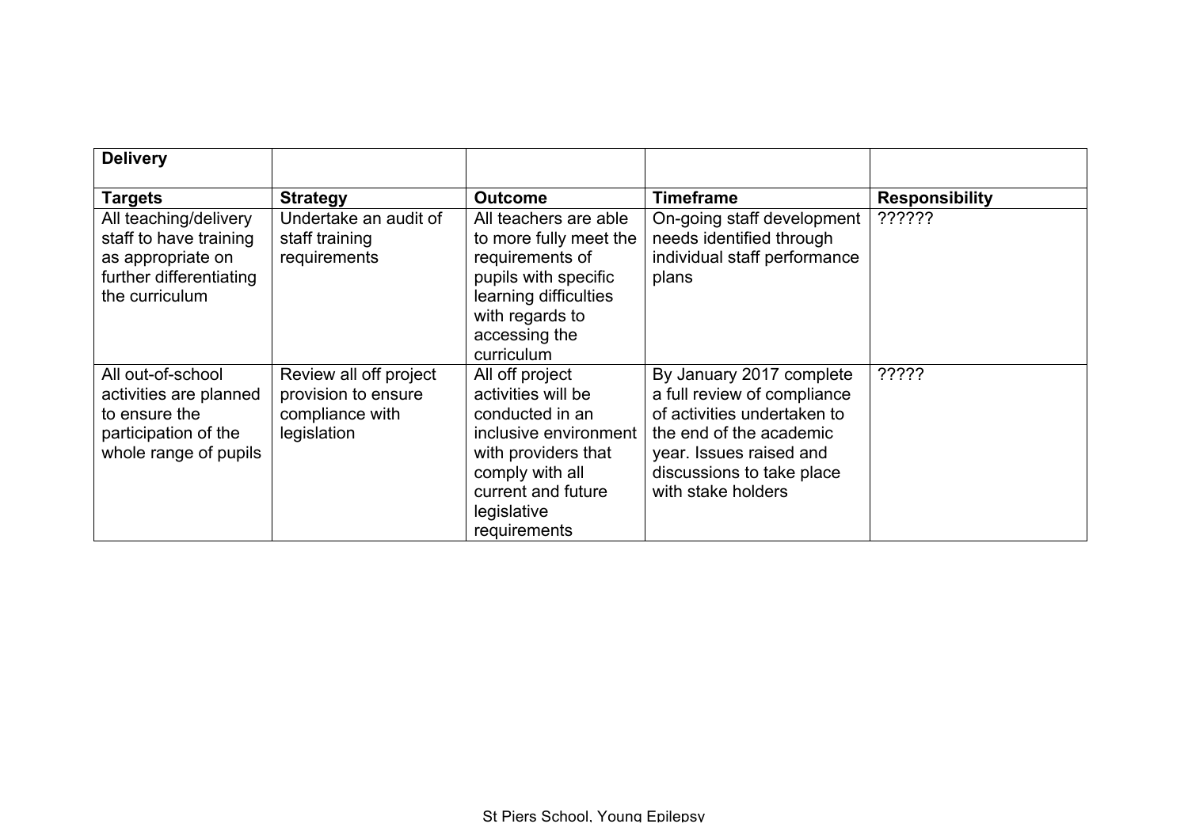| **Delivery** | | | | |
|---|---|---|---|---|
| **Targets** | **Strategy** | **Outcome** | **Timeframe** | **Responsibility** |
| All teaching/delivery staff to have training as appropriate on further differentiating the curriculum | Undertake an audit of staff training requirements | All teachers are able to more fully meet the requirements of pupils with specific learning difficulties with regards to accessing the curriculum | On-going staff development needs identified through individual staff performance plans | ?????? |
| All out-of-school activities are planned to ensure the participation of the whole range of pupils | Review all off project provision to ensure compliance with legislation | All off project activities will be conducted in an inclusive environment with providers that comply with all current and future legislative requirements | By January 2017 complete a full review of compliance of activities undertaken to the end of the academic year. Issues raised and discussions to take place with stake holders | ????? |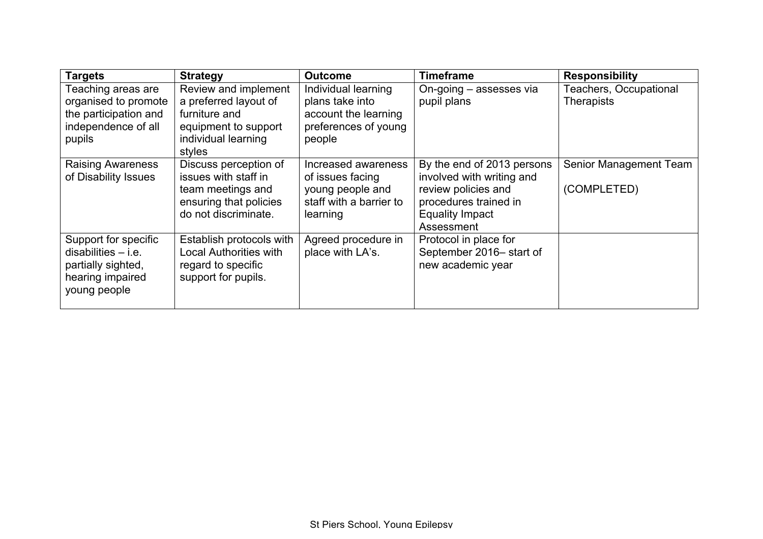| Targets | Strategy | Outcome | Timeframe | Responsibility |
|---|---|---|---|---|
| Teaching areas are organised to promote the participation and independence of all pupils | Review and implement a preferred layout of furniture and equipment to support individual learning styles | Individual learning plans take into account the learning preferences of young people | On-going – assesses via pupil plans | Teachers, Occupational Therapists |
| Raising Awareness of Disability Issues | Discuss perception of issues with staff in team meetings and ensuring that policies do not discriminate. | Increased awareness of issues facing young people and staff with a barrier to learning | By the end of 2013 persons involved with writing and review policies and procedures trained in Equality Impact Assessment | Senior Management Team (COMPLETED) |
| Support for specific disabilities – i.e. partially sighted, hearing impaired young people | Establish protocols with Local Authorities with regard to specific support for pupils. | Agreed procedure in place with LA's. | Protocol in place for September 2016– start of new academic year | |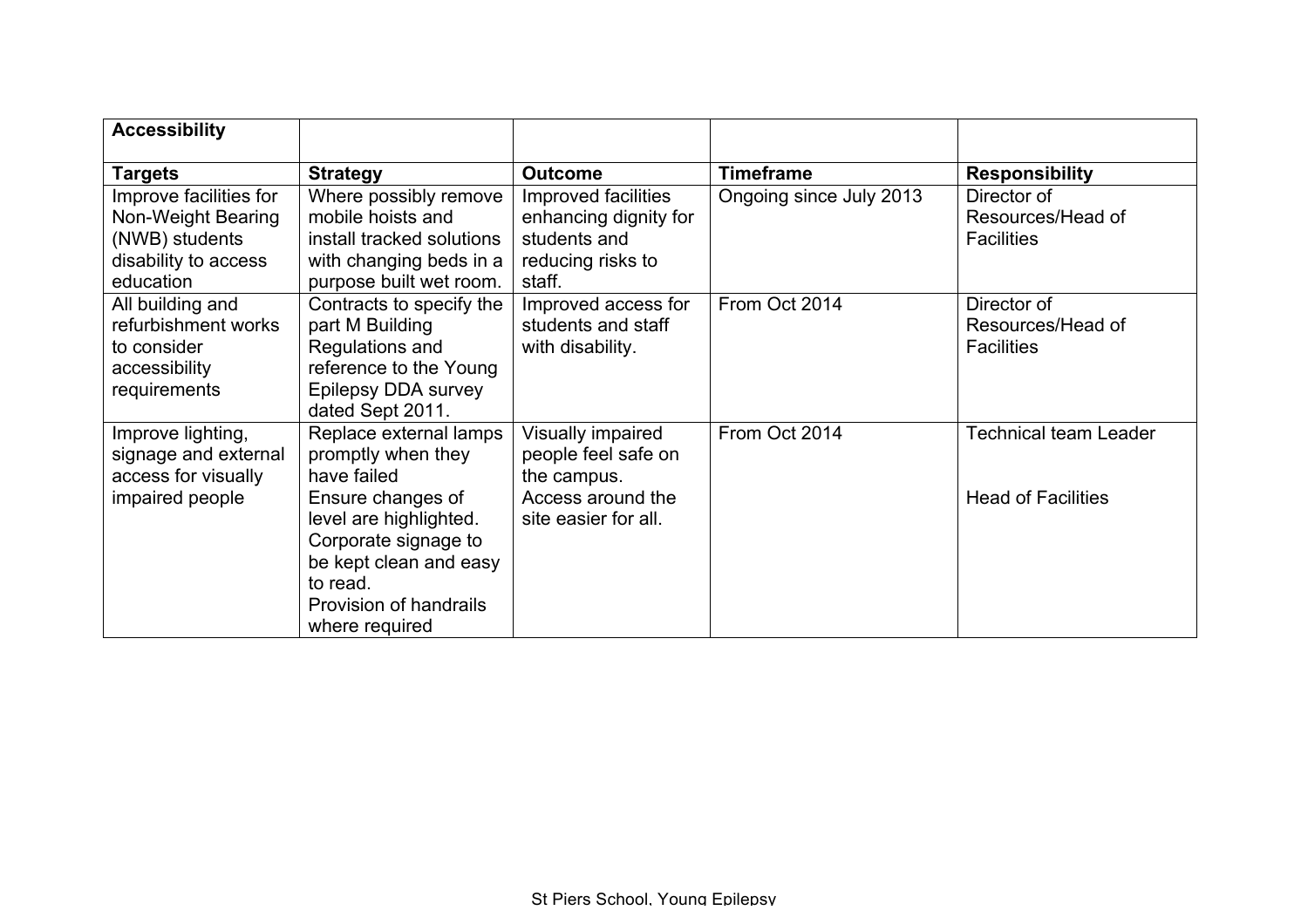| **Accessibility** | | | | |
|---|---|---|---|---|
| **Targets** | **Strategy** | **Outcome** | **Timeframe** | **Responsibility** |
| Improve facilities for Non-Weight Bearing (NWB) students disability to access education | Where possibly remove mobile hoists and install tracked solutions with changing beds in a purpose built wet room. | Improved facilities enhancing dignity for students and reducing risks to staff. | Ongoing since July 2013 | Director of Resources/Head of Facilities |
| All building and refurbishment works to consider accessibility requirements | Contracts to specify the part M Building Regulations and reference to the Young Epilepsy DDA survey dated Sept 2011. | Improved access for students and staff with disability. | From Oct 2014 | Director of Resources/Head of Facilities |
| Improve lighting, signage and external access for visually impaired people | Replace external lamps promptly when they have failed<br>Ensure changes of level are highlighted.<br>Corporate signage to be kept clean and easy to read.<br>Provision of handrails where required | Visually impaired people feel safe on the campus.<br>Access around the site easier for all. | From Oct 2014 | Technical team Leader<br><br>Head of Facilities |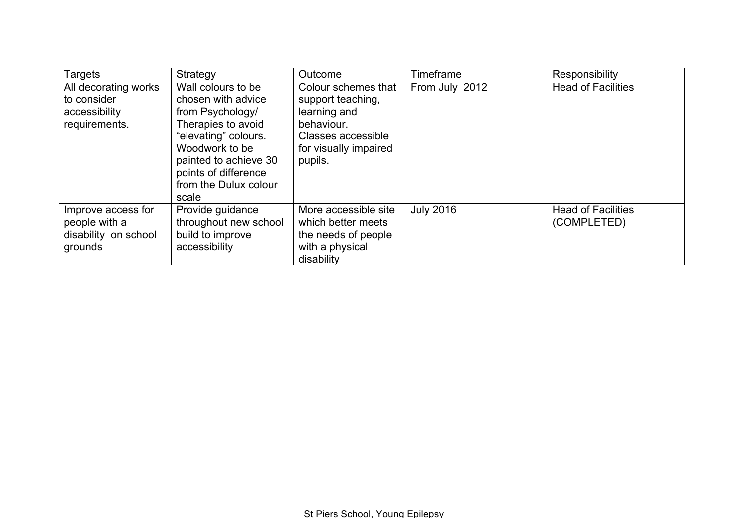| Targets | Strategy | Outcome | Timeframe | Responsibility |
|---|---|---|---|---|
| All decorating works to consider accessibility requirements. | Wall colours to be chosen with advice from Psychology/ Therapies to avoid "elevating" colours. Woodwork to be painted to achieve 30 points of difference from the Dulux colour scale | Colour schemes that support teaching, learning and behaviour. Classes accessible for visually impaired pupils. | From July 2012 | Head of Facilities |
| Improve access for people with a disability on school grounds | Provide guidance throughout new school build to improve accessibility | More accessible site which better meets the needs of people with a physical disability | July 2016 | Head of Facilities (COMPLETED) |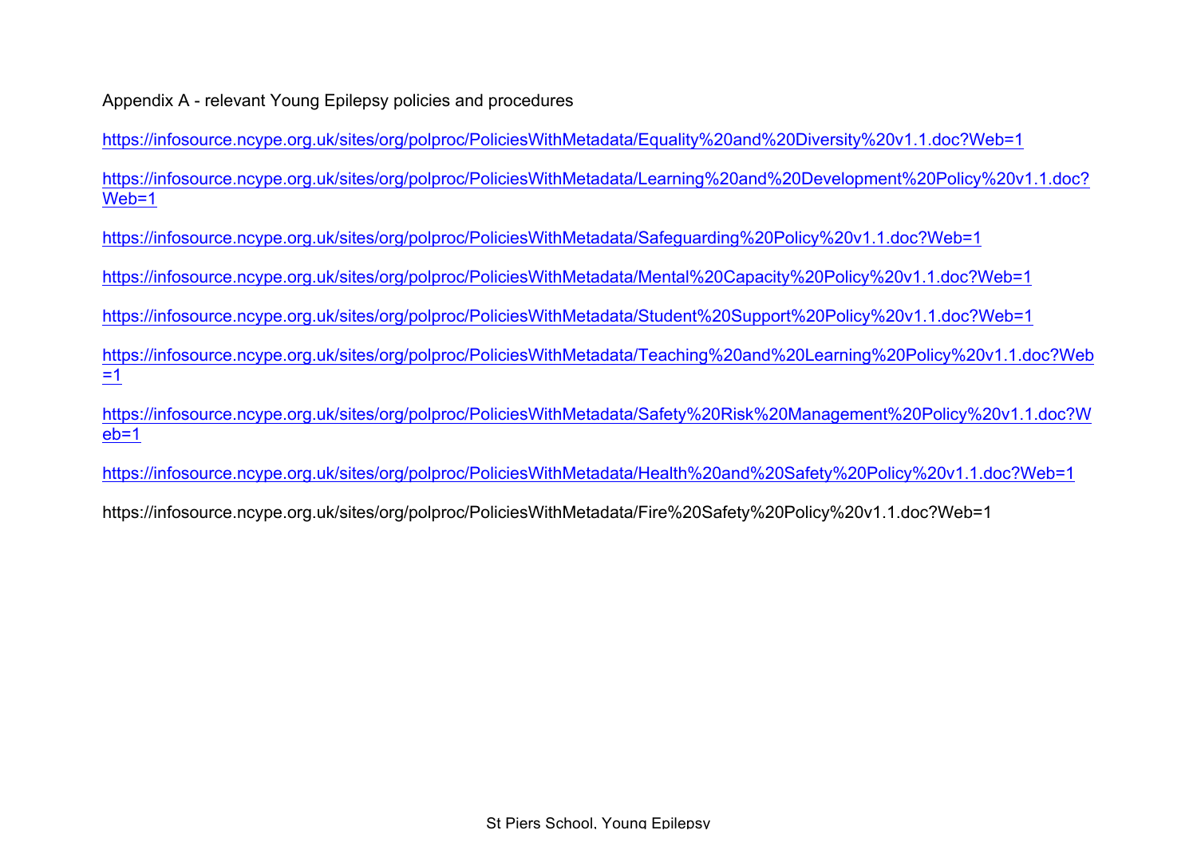Appendix A - relevant Young Epilepsy policies and procedures

https://infosource.ncype.org.uk/sites/org/polproc/PoliciesWithMetadata/Equality%20and%20Diversity%20v1.1.doc?Web=1

https://infosource.ncype.org.uk/sites/org/polproc/PoliciesWithMetadata/Learning%20and%20Development%20Policy%20v1.1.doc?Web=1

https://infosource.ncype.org.uk/sites/org/polproc/PoliciesWithMetadata/Safeguarding%20Policy%20v1.1.doc?Web=1

https://infosource.ncype.org.uk/sites/org/polproc/PoliciesWithMetadata/Mental%20Capacity%20Policy%20v1.1.doc?Web=1

https://infosource.ncype.org.uk/sites/org/polproc/PoliciesWithMetadata/Student%20Support%20Policy%20v1.1.doc?Web=1

https://infosource.ncype.org.uk/sites/org/polproc/PoliciesWithMetadata/Teaching%20and%20Learning%20Policy%20v1.1.doc?Web=1

https://infosource.ncype.org.uk/sites/org/polproc/PoliciesWithMetadata/Safety%20Risk%20Management%20Policy%20v1.1.doc?Web=1

https://infosource.ncype.org.uk/sites/org/polproc/PoliciesWithMetadata/Health%20and%20Safety%20Policy%20v1.1.doc?Web=1

https://infosource.ncype.org.uk/sites/org/polproc/PoliciesWithMetadata/Fire%20Safety%20Policy%20v1.1.doc?Web=1